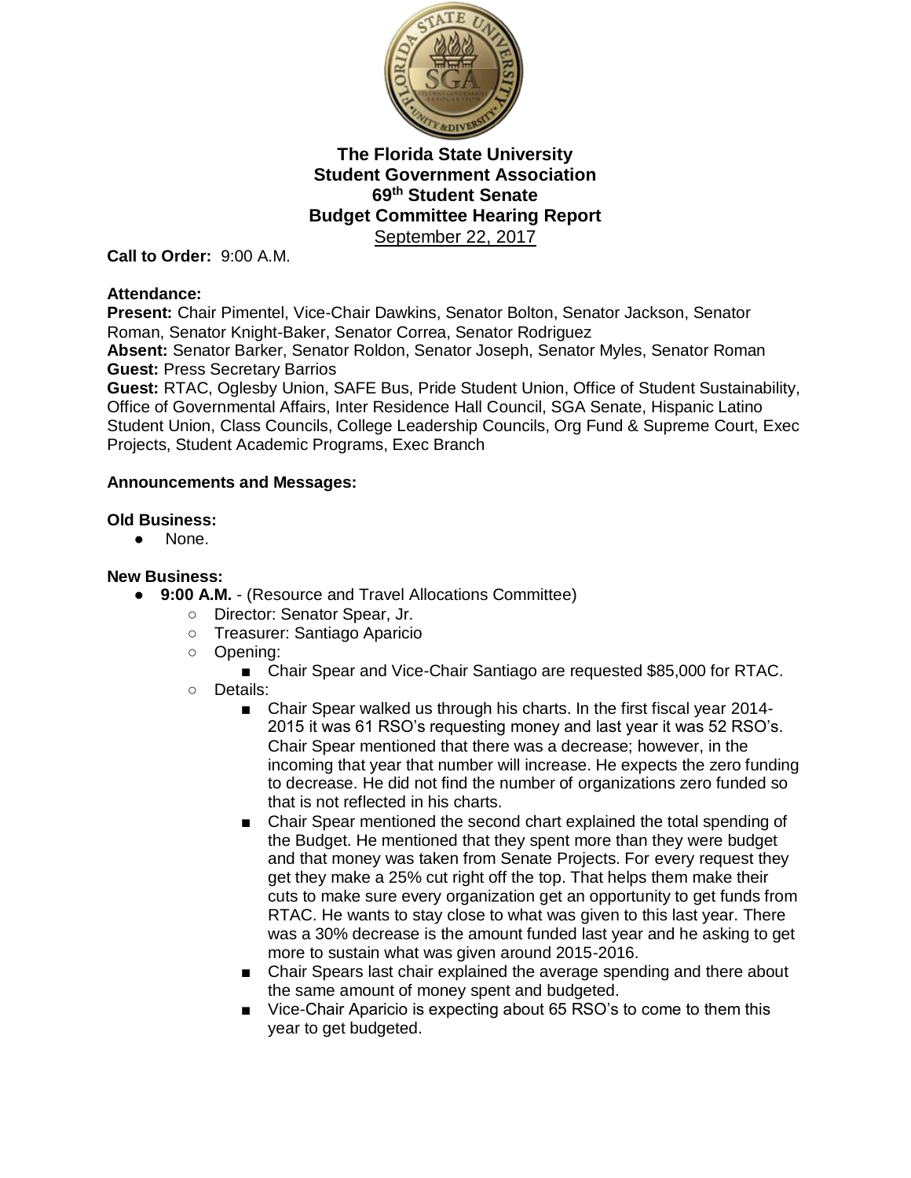# The Florida State University
## Student Government Association
## 69th Student Senate
## Budget Committee Hearing Report

September 22, 2017

**Call to Order:** 9:00 A.M.

**Attendance:**

**Present:** Chair Pimentel, Vice-Chair Dawkins, Senator Bolton, Senator Jackson, Senator Roman, Senator Knight-Baker, Senator Correa, Senator Rodriguez

**Absent:** Senator Barker, Senator Roldon, Senator Joseph, Senator Myles, Senator Roman

**Guest:** Press Secretary Barrios

**Guest:** RTAC, Oglesby Union, SAFE Bus, Pride Student Union, Office of Student Sustainability, Office of Governmental Affairs, Inter Residence Hall Council, SGA Senate, Hispanic Latino Student Union, Class Councils, College Leadership Councils, Org Fund & Supreme Court, Exec Projects, Student Academic Programs, Exec Branch

**Announcements and Messages:**

**Old Business:**

- None.

**New Business:**

- **9:00 A.M.** - (Resource and Travel Allocations Committee)
  - Director: Senator Spear, Jr.
  - Treasurer: Santiago Aparicio
  - Opening:
    - Chair Spear and Vice-Chair Santiago are requested $85,000 for RTAC.
  - Details:
    - Chair Spear walked us through his charts. In the first fiscal year 2014-2015 it was 61 RSO's requesting money and last year it was 52 RSO's. Chair Spear mentioned that there was a decrease; however, in the incoming that year that number will increase. He expects the zero funding to decrease. He did not find the number of organizations zero funded so that is not reflected in his charts.
    - Chair Spear mentioned the second chart explained the total spending of the Budget. He mentioned that they spent more than they were budget and that money was taken from Senate Projects. For every request they get they make a 25% cut right off the top. That helps them make their cuts to make sure every organization get an opportunity to get funds from RTAC. He wants to stay close to what was given to this last year. There was a 30% decrease is the amount funded last year and he asking to get more to sustain what was given around 2015-2016.
    - Chair Spears last chair explained the average spending and there about the same amount of money spent and budgeted.
    - Vice-Chair Aparicio is expecting about 65 RSO's to come to them this year to get budgeted.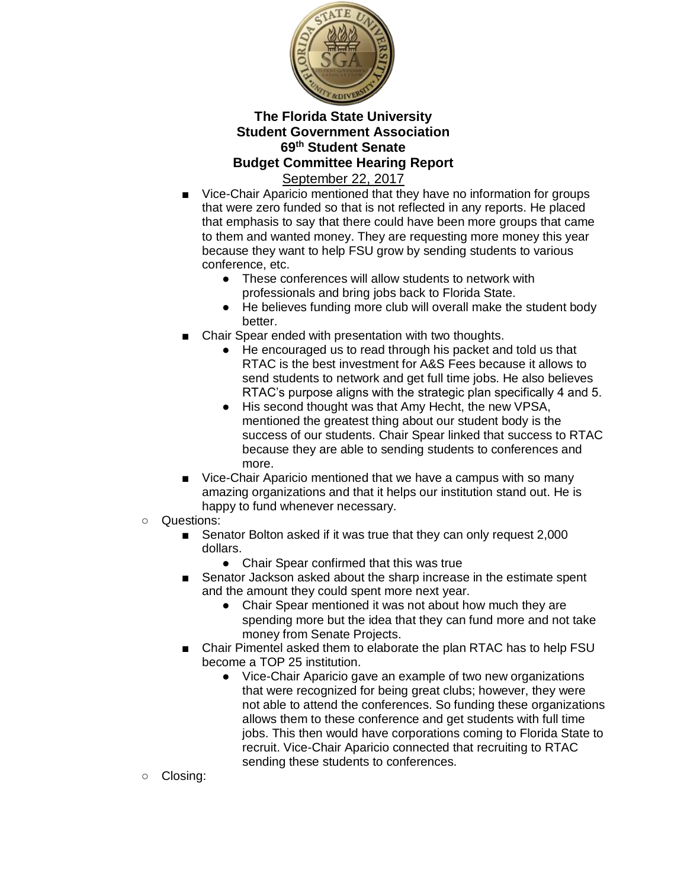- Vice-Chair Aparicio mentioned that they have no information for groups that were zero funded so that is not reflected in any reports. He placed that emphasis to say that there could have been more groups that came to them and wanted money. They are requesting more money this year because they want to help FSU grow by sending students to various conference, etc.
  - These conferences will allow students to network with professionals and bring jobs back to Florida State.
  - He believes funding more club will overall make the student body better.
- Chair Spear ended with presentation with two thoughts.
  - He encouraged us to read through his packet and told us that RTAC is the best investment for A&S Fees because it allows to send students to network and get full time jobs. He also believes RTAC's purpose aligns with the strategic plan specifically 4 and 5.
  - His second thought was that Amy Hecht, the new VPSA, mentioned the greatest thing about our student body is the success of our students. Chair Spear linked that success to RTAC because they are able to sending students to conferences and more.
- Vice-Chair Aparicio mentioned that we have a campus with so many amazing organizations and that it helps our institution stand out. He is happy to fund whenever necessary.

- Questions:
  - Senator Bolton asked if it was true that they can only request 2,000 dollars.
    - Chair Spear confirmed that this was true
  - Senator Jackson asked about the sharp increase in the estimate spent and the amount they could spent more next year.
    - Chair Spear mentioned it was not about how much they are spending more but the idea that they can fund more and not take money from Senate Projects.
  - Chair Pimentel asked them to elaborate the plan RTAC has to help FSU become a TOP 25 institution.
    - Vice-Chair Aparicio gave an example of two new organizations that were recognized for being great clubs; however, they were not able to attend the conferences. So funding these organizations allows them to these conference and get students with full time jobs. This then would have corporations coming to Florida State to recruit. Vice-Chair Aparicio connected that recruiting to RTAC sending these students to conferences.
- Closing: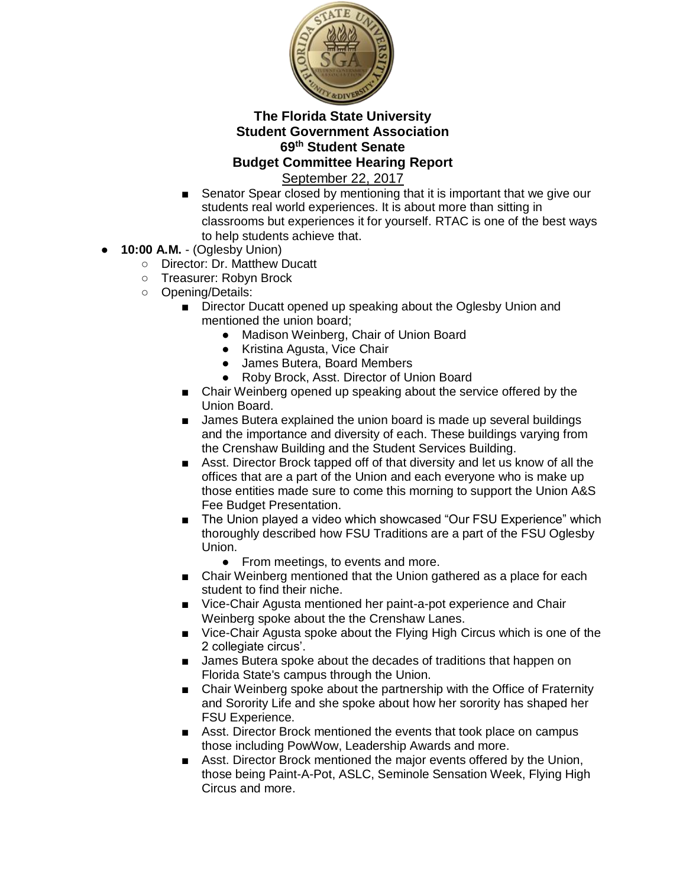- Senator Spear closed by mentioning that it is important that we give our students real world experiences. It is about more than sitting in classrooms but experiences it for yourself. RTAC is one of the best ways to help students achieve that.

- **10:00 A.M.** - (Oglesby Union)
  - Director: Dr. Matthew Ducatt
  - Treasurer: Robyn Brock
  - Opening/Details:
    - Director Ducatt opened up speaking about the Oglesby Union and mentioned the union board;
      - Madison Weinberg, Chair of Union Board
      - Kristina Agusta, Vice Chair
      - James Butera, Board Members
      - Roby Brock, Asst. Director of Union Board
    - Chair Weinberg opened up speaking about the service offered by the Union Board.
    - James Butera explained the union board is made up several buildings and the importance and diversity of each. These buildings varying from the Crenshaw Building and the Student Services Building.
    - Asst. Director Brock tapped off of that diversity and let us know of all the offices that are a part of the Union and each everyone who is make up those entities made sure to come this morning to support the Union A&S Fee Budget Presentation.
    - The Union played a video which showcased "Our FSU Experience" which thoroughly described how FSU Traditions are a part of the FSU Oglesby Union.
      - From meetings, to events and more.
    - Chair Weinberg mentioned that the Union gathered as a place for each student to find their niche.
    - Vice-Chair Agusta mentioned her paint-a-pot experience and Chair Weinberg spoke about the the Crenshaw Lanes.
    - Vice-Chair Agusta spoke about the Flying High Circus which is one of the 2 collegiate circus'.
    - James Butera spoke about the decades of traditions that happen on Florida State's campus through the Union.
    - Chair Weinberg spoke about the partnership with the Office of Fraternity and Sorority Life and she spoke about how her sorority has shaped her FSU Experience.
    - Asst. Director Brock mentioned the events that took place on campus those including PowWow, Leadership Awards and more.
    - Asst. Director Brock mentioned the major events offered by the Union, those being Paint-A-Pot, ASLC, Seminole Sensation Week, Flying High Circus and more.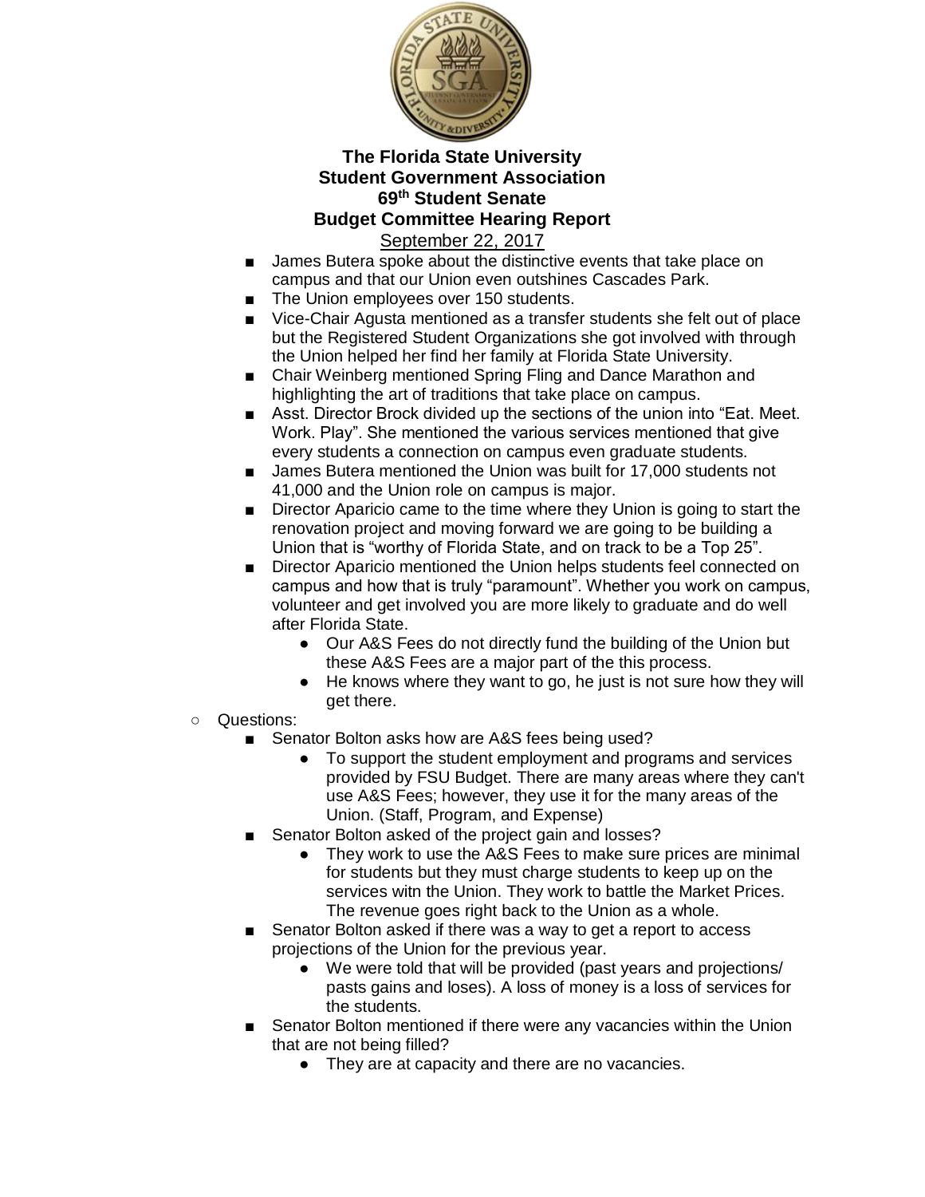**The Florida State University**
**Student Government Association**
**69th Student Senate**
**Budget Committee Hearing Report**
September 22, 2017

- James Butera spoke about the distinctive events that take place on campus and that our Union even outshines Cascades Park.
- The Union employees over 150 students.
- Vice-Chair Agusta mentioned as a transfer students she felt out of place but the Registered Student Organizations she got involved with through the Union helped her find her family at Florida State University.
- Chair Weinberg mentioned Spring Fling and Dance Marathon and highlighting the art of traditions that take place on campus.
- Asst. Director Brock divided up the sections of the union into "Eat. Meet. Work. Play". She mentioned the various services mentioned that give every students a connection on campus even graduate students.
- James Butera mentioned the Union was built for 17,000 students not 41,000 and the Union role on campus is major.
- Director Aparicio came to the time where they Union is going to start the renovation project and moving forward we are going to be building a Union that is "worthy of Florida State, and on track to be a Top 25".
- Director Aparicio mentioned the Union helps students feel connected on campus and how that is truly "paramount". Whether you work on campus, volunteer and get involved you are more likely to graduate and do well after Florida State.
  - Our A&S Fees do not directly fund the building of the Union but these A&S Fees are a major part of the this process.
  - He knows where they want to go, he just is not sure how they will get there.

- Questions:
  - Senator Bolton asks how are A&S fees being used?
    - To support the student employment and programs and services provided by FSU Budget. There are many areas where they can't use A&S Fees; however, they use it for the many areas of the Union. (Staff, Program, and Expense)
  - Senator Bolton asked of the project gain and losses?
    - They work to use the A&S Fees to make sure prices are minimal for students but they must charge students to keep up on the services witn the Union. They work to battle the Market Prices. The revenue goes right back to the Union as a whole.
  - Senator Bolton asked if there was a way to get a report to access projections of the Union for the previous year.
    - We were told that will be provided (past years and projections/ pasts gains and loses). A loss of money is a loss of services for the students.
  - Senator Bolton mentioned if there were any vacancies within the Union that are not being filled?
    - They are at capacity and there are no vacancies.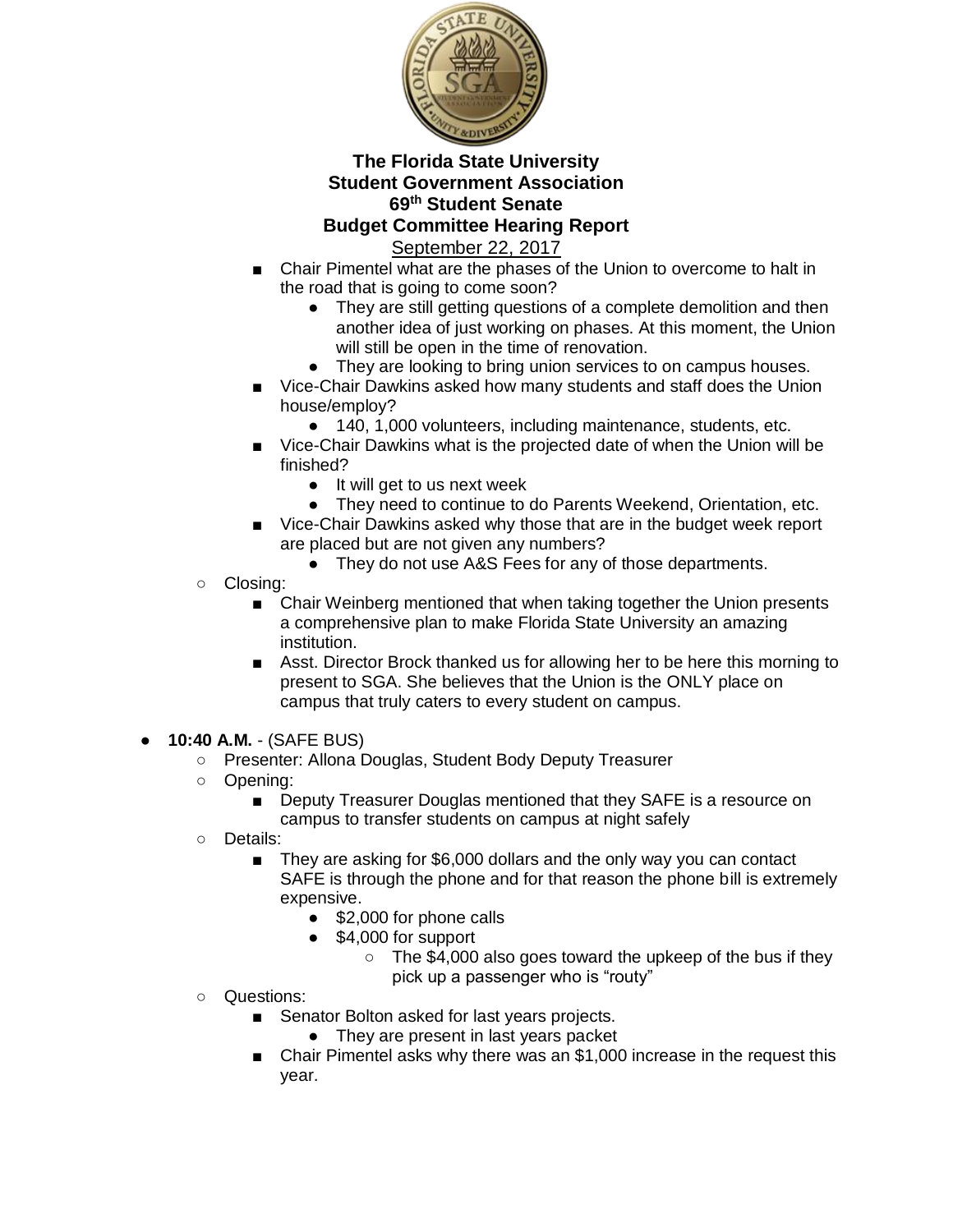**The Florida State University**
**Student Government Association**
**69th Student Senate**
**Budget Committee Hearing Report**
September 22, 2017

        - Chair Pimentel what are the phases of the Union to overcome to halt in the road that is going to come soon?
            - They are still getting questions of a complete demolition and then another idea of just working on phases. At this moment, the Union will still be open in the time of renovation.
            - They are looking to bring union services to on campus houses.
        - Vice-Chair Dawkins asked how many students and staff does the Union house/employ?
            - 140, 1,000 volunteers, including maintenance, students, etc.
        - Vice-Chair Dawkins what is the projected date of when the Union will be finished?
            - It will get to us next week
            - They need to continue to do Parents Weekend, Orientation, etc.
        - Vice-Chair Dawkins asked why those that are in the budget week report are placed but are not given any numbers?
            - They do not use A&S Fees for any of those departments.
    - Closing:
        - Chair Weinberg mentioned that when taking together the Union presents a comprehensive plan to make Florida State University an amazing institution.
        - Asst. Director Brock thanked us for allowing her to be here this morning to present to SGA. She believes that the Union is the ONLY place on campus that truly caters to every student on campus.

- **10:40 A.M.** - (SAFE BUS)
    - Presenter: Allona Douglas, Student Body Deputy Treasurer
    - Opening:
        - Deputy Treasurer Douglas mentioned that they SAFE is a resource on campus to transfer students on campus at night safely
    - Details:
        - They are asking for $6,000 dollars and the only way you can contact SAFE is through the phone and for that reason the phone bill is extremely expensive.
            - $2,000 for phone calls
            - $4,000 for support
                - The $4,000 also goes toward the upkeep of the bus if they pick up a passenger who is "routy"
    - Questions:
        - Senator Bolton asked for last years projects.
            - They are present in last years packet
        - Chair Pimentel asks why there was an $1,000 increase in the request this year.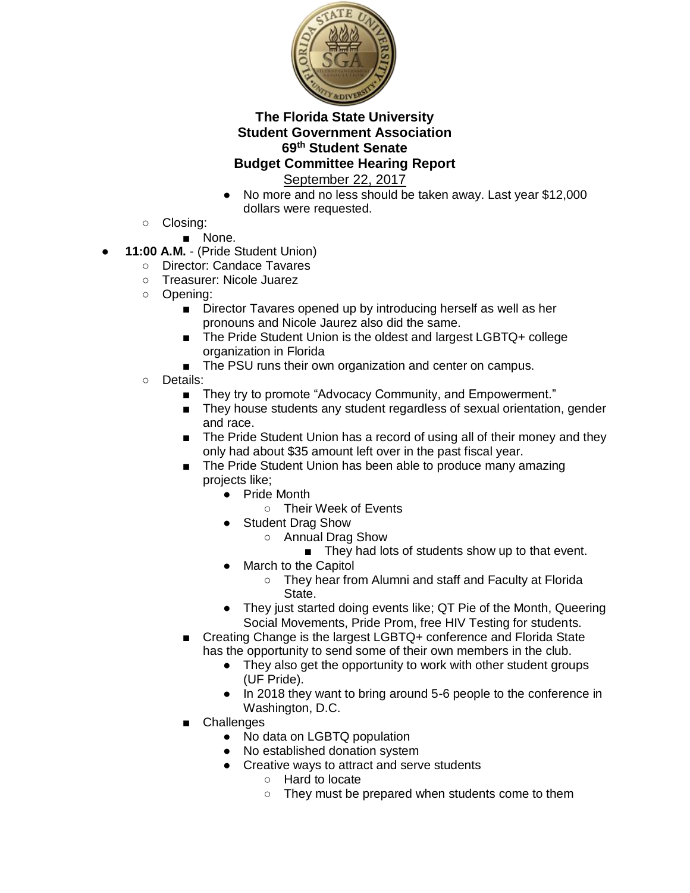**The Florida State University**
**Student Government Association**
**69th Student Senate**
**Budget Committee Hearing Report**
September 22, 2017

            - No more and no less should be taken away. Last year $12,000 dollars were requested.
    - Closing:
        - None.
- **11:00 A.M.** - (Pride Student Union)
    - Director: Candace Tavares
    - Treasurer: Nicole Juarez
    - Opening:
        - Director Tavares opened up by introducing herself as well as her pronouns and Nicole Jaurez also did the same.
        - The Pride Student Union is the oldest and largest LGBTQ+ college organization in Florida
        - The PSU runs their own organization and center on campus.
    - Details:
        - They try to promote "Advocacy Community, and Empowerment."
        - They house students any student regardless of sexual orientation, gender and race.
        - The Pride Student Union has a record of using all of their money and they only had about $35 amount left over in the past fiscal year.
        - The Pride Student Union has been able to produce many amazing projects like;
            - Pride Month
                - Their Week of Events
            - Student Drag Show
                - Annual Drag Show
                    - They had lots of students show up to that event.
            - March to the Capitol
                - They hear from Alumni and staff and Faculty at Florida State.
            - They just started doing events like; QT Pie of the Month, Queering Social Movements, Pride Prom, free HIV Testing for students.
        - Creating Change is the largest LGBTQ+ conference and Florida State has the opportunity to send some of their own members in the club.
            - They also get the opportunity to work with other student groups (UF Pride).
            - In 2018 they want to bring around 5-6 people to the conference in Washington, D.C.
        - Challenges
            - No data on LGBTQ population
            - No established donation system
            - Creative ways to attract and serve students
                - Hard to locate
                - They must be prepared when students come to them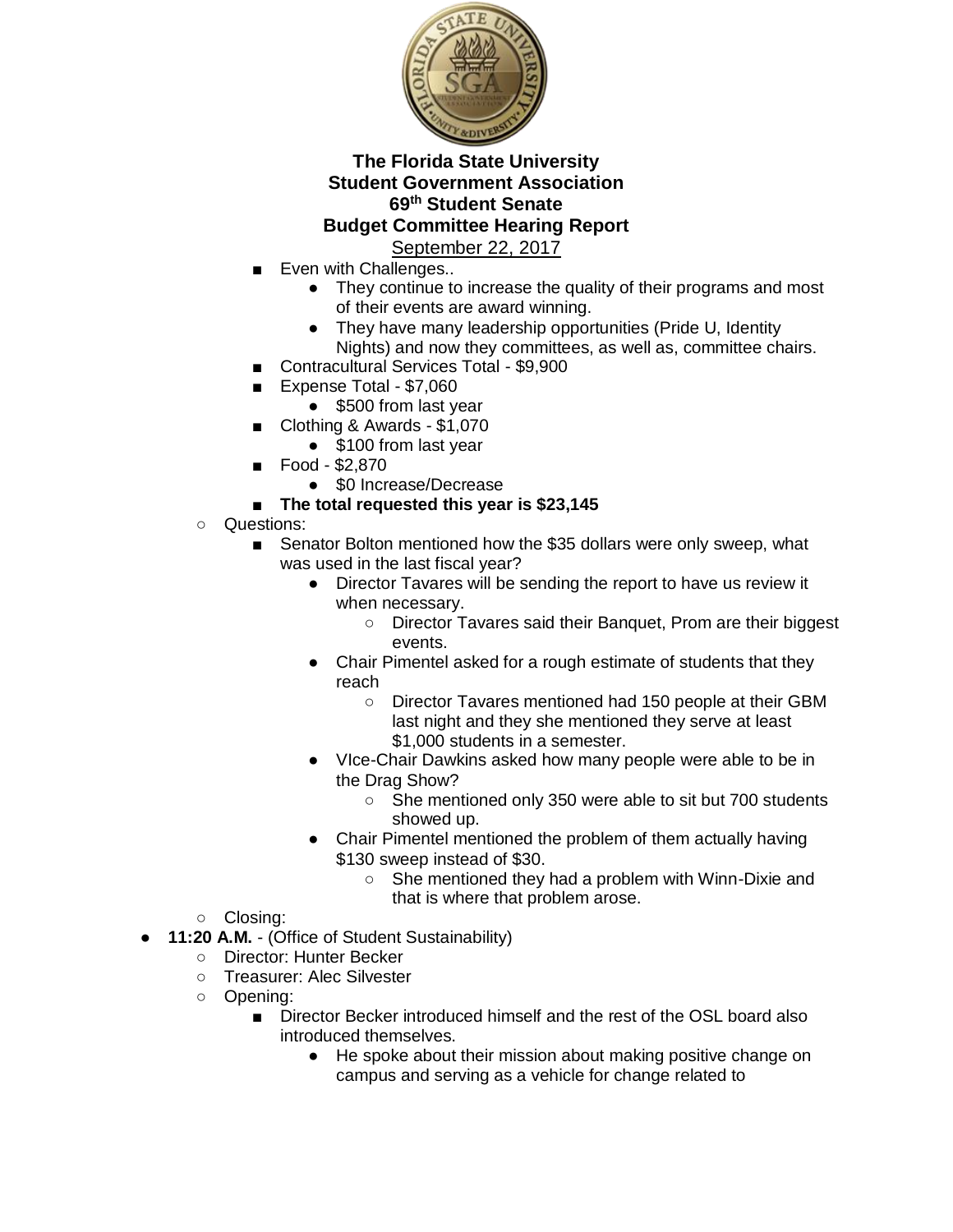**The Florida State University**
**Student Government Association**
**69th Student Senate**
**Budget Committee Hearing Report**
September 22, 2017

- Even with Challenges..
  - They continue to increase the quality of their programs and most of their events are award winning.
  - They have many leadership opportunities (Pride U, Identity Nights) and now they committees, as well as, committee chairs.
- Contracultural Services Total - $9,900
- Expense Total - $7,060
  - $500 from last year
- Clothing & Awards - $1,070
  - $100 from last year
- Food - $2,870
  - $0 Increase/Decrease
- **The total requested this year is $23,145**

- Questions:
  - Senator Bolton mentioned how the $35 dollars were only sweep, what was used in the last fiscal year?
    - Director Tavares will be sending the report to have us review it when necessary.
      - Director Tavares said their Banquet, Prom are their biggest events.
    - Chair Pimentel asked for a rough estimate of students that they reach
      - Director Tavares mentioned had 150 people at their GBM last night and they she mentioned they serve at least $1,000 students in a semester.
    - VIce-Chair Dawkins asked how many people were able to be in the Drag Show?
      - She mentioned only 350 were able to sit but 700 students showed up.
    - Chair Pimentel mentioned the problem of them actually having $130 sweep instead of $30.
      - She mentioned they had a problem with Winn-Dixie and that is where that problem arose.
- Closing:

- **11:20 A.M.** - (Office of Student Sustainability)
  - Director: Hunter Becker
  - Treasurer: Alec Silvester
  - Opening:
    - Director Becker introduced himself and the rest of the OSL board also introduced themselves.
      - He spoke about their mission about making positive change on campus and serving as a vehicle for change related to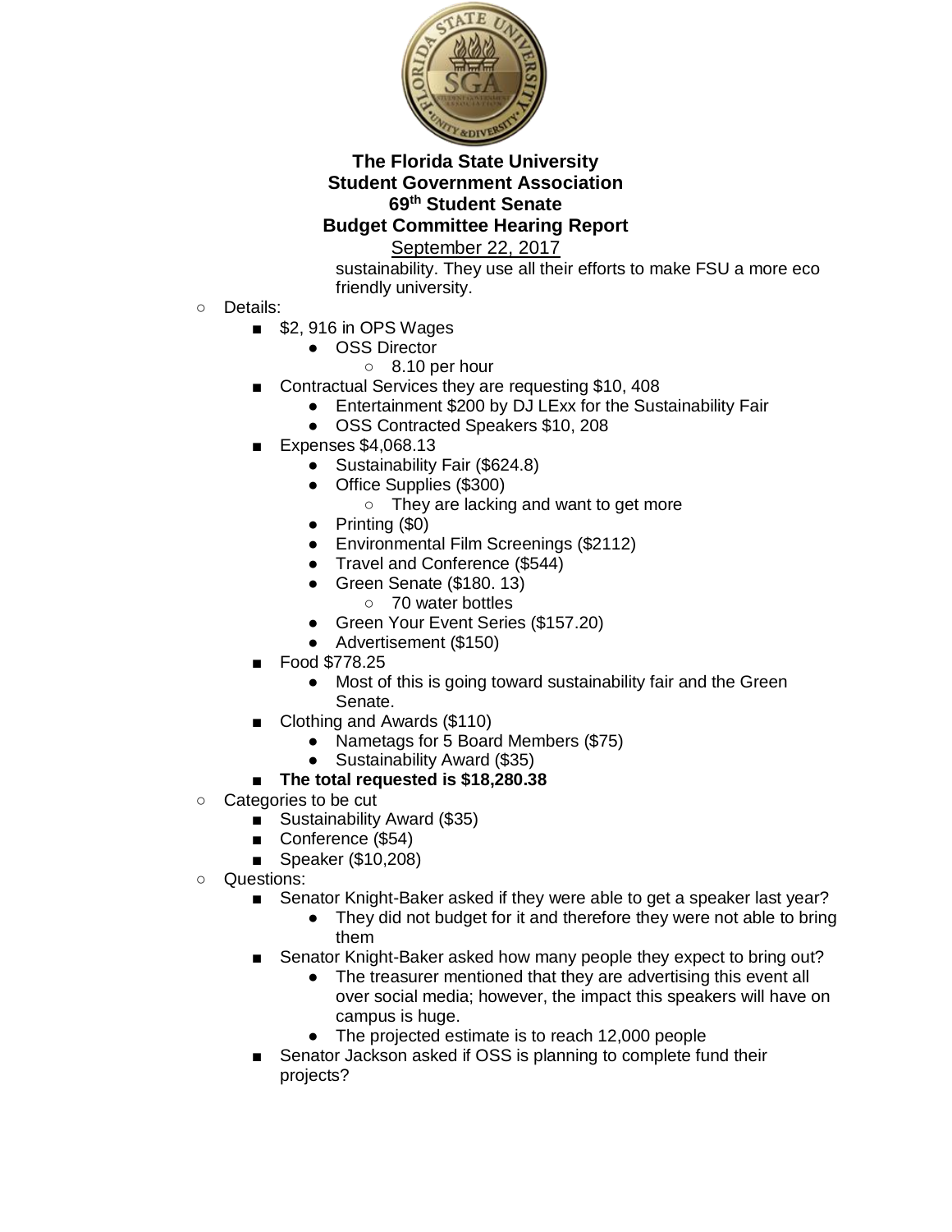sustainability. They use all their efforts to make FSU a more eco friendly university.

- Details:
  - $2, 916 in OPS Wages
    - OSS Director
      - 8.10 per hour
  - Contractual Services they are requesting $10, 408
    - Entertainment $200 by DJ LExx for the Sustainability Fair
    - OSS Contracted Speakers $10, 208
  - Expenses $4,068.13
    - Sustainability Fair ($624.8)
    - Office Supplies ($300)
      - They are lacking and want to get more
    - Printing ($0)
    - Environmental Film Screenings ($2112)
    - Travel and Conference ($544)
    - Green Senate ($180. 13)
      - 70 water bottles
    - Green Your Event Series ($157.20)
    - Advertisement ($150)
  - Food $778.25
    - Most of this is going toward sustainability fair and the Green Senate.
  - Clothing and Awards ($110)
    - Nametags for 5 Board Members ($75)
    - Sustainability Award ($35)
  - **The total requested is $18,280.38**
- Categories to be cut
  - Sustainability Award ($35)
  - Conference ($54)
  - Speaker ($10,208)
- Questions:
  - Senator Knight-Baker asked if they were able to get a speaker last year?
    - They did not budget for it and therefore they were not able to bring them
  - Senator Knight-Baker asked how many people they expect to bring out?
    - The treasurer mentioned that they are advertising this event all over social media; however, the impact this speakers will have on campus is huge.
    - The projected estimate is to reach 12,000 people
  - Senator Jackson asked if OSS is planning to complete fund their projects?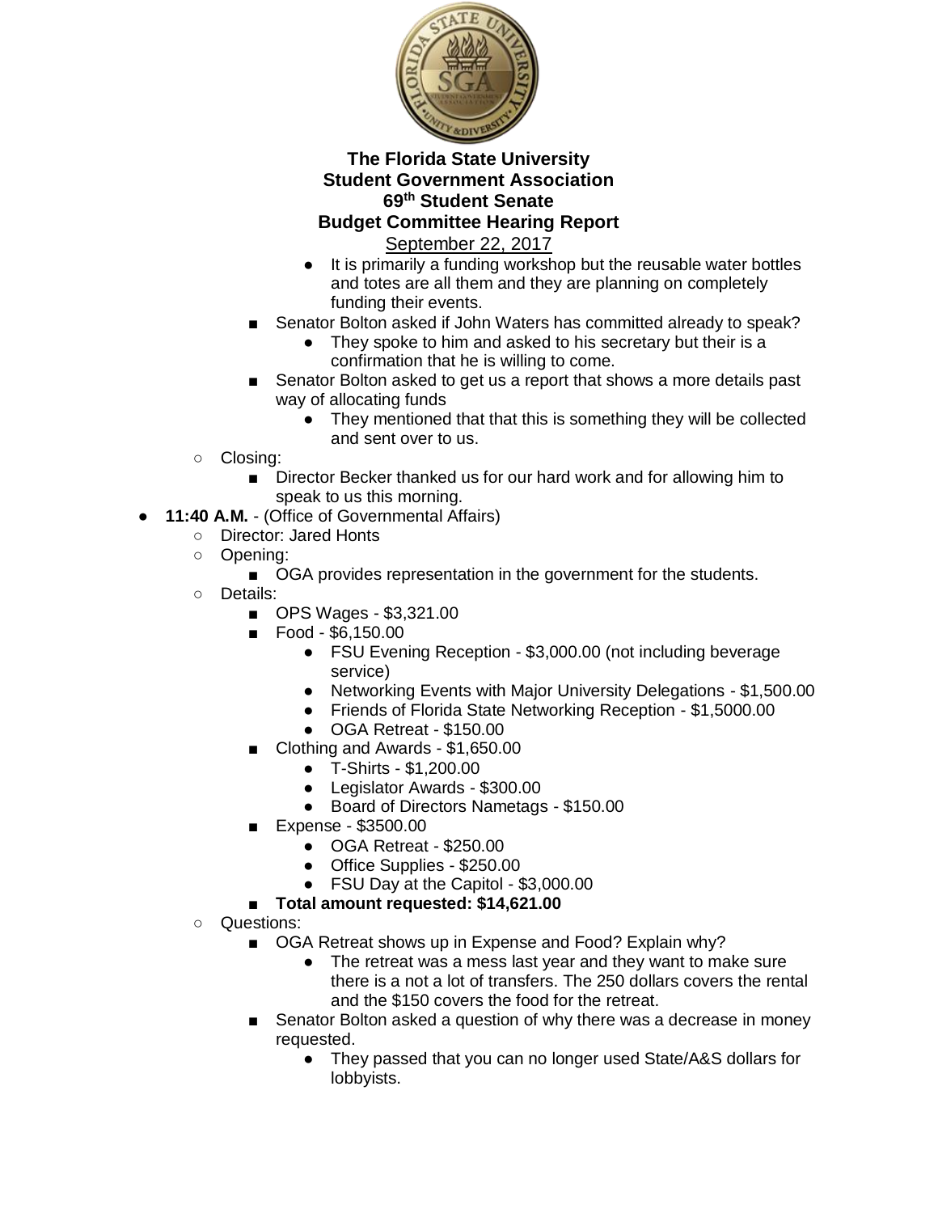- It is primarily a funding workshop but the reusable water bottles and totes are all them and they are planning on completely funding their events.
    - Senator Bolton asked if John Waters has committed already to speak?
        - They spoke to him and asked to his secretary but their is a confirmation that he is willing to come.
    - Senator Bolton asked to get us a report that shows a more details past way of allocating funds
        - They mentioned that that this is something they will be collected and sent over to us.
  - Closing:
    - Director Becker thanked us for our hard work and for allowing him to speak to us this morning.
- **11:40 A.M.** - (Office of Governmental Affairs)
  - Director: Jared Honts
  - Opening:
    - OGA provides representation in the government for the students.
  - Details:
    - OPS Wages - $3,321.00
    - Food - $6,150.00
        - FSU Evening Reception - $3,000.00 (not including beverage service)
        - Networking Events with Major University Delegations - $1,500.00
        - Friends of Florida State Networking Reception - $1,5000.00
        - OGA Retreat - $150.00
    - Clothing and Awards - $1,650.00
        - T-Shirts - $1,200.00
        - Legislator Awards - $300.00
        - Board of Directors Nametags - $150.00
    - Expense - $3500.00
        - OGA Retreat - $250.00
        - Office Supplies - $250.00
        - FSU Day at the Capitol - $3,000.00
    - **Total amount requested: $14,621.00**
  - Questions:
    - OGA Retreat shows up in Expense and Food? Explain why?
        - The retreat was a mess last year and they want to make sure there is a not a lot of transfers. The 250 dollars covers the rental and the $150 covers the food for the retreat.
    - Senator Bolton asked a question of why there was a decrease in money requested.
        - They passed that you can no longer used State/A&S dollars for lobbyists.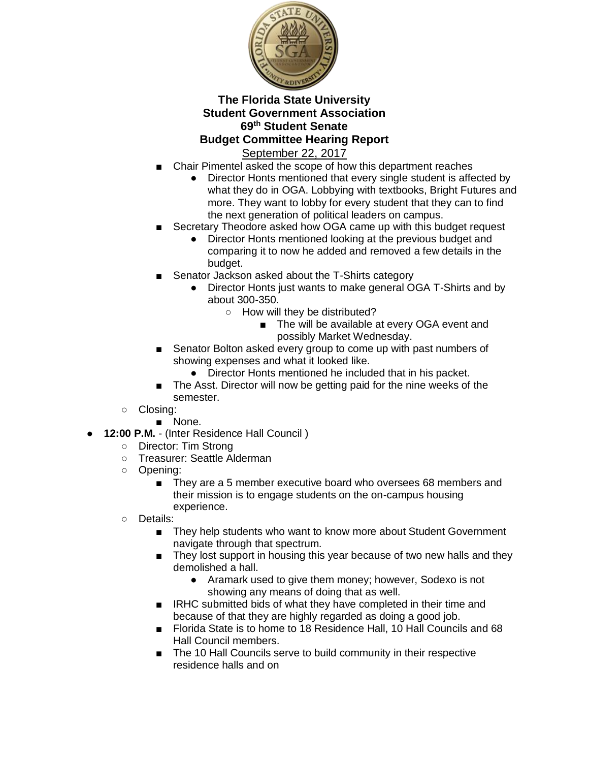**The Florida State University**
**Student Government Association**
**69th Student Senate**
**Budget Committee Hearing Report**
September 22, 2017

- Chair Pimentel asked the scope of how this department reaches
  - Director Honts mentioned that every single student is affected by what they do in OGA. Lobbying with textbooks, Bright Futures and more. They want to lobby for every student that they can to find the next generation of political leaders on campus.
- Secretary Theodore asked how OGA came up with this budget request
  - Director Honts mentioned looking at the previous budget and comparing it to now he added and removed a few details in the budget.
- Senator Jackson asked about the T-Shirts category
  - Director Honts just wants to make general OGA T-Shirts and by about 300-350.
    - How will they be distributed?
      - The will be available at every OGA event and possibly Market Wednesday.
- Senator Bolton asked every group to come up with past numbers of showing expenses and what it looked like.
  - Director Honts mentioned he included that in his packet.
- The Asst. Director will now be getting paid for the nine weeks of the semester.

- Closing:
  - None.

- **12:00 P.M.** - (Inter Residence Hall Council )
  - Director: Tim Strong
  - Treasurer: Seattle Alderman
  - Opening:
    - They are a 5 member executive board who oversees 68 members and their mission is to engage students on the on-campus housing experience.
  - Details:
    - They help students who want to know more about Student Government navigate through that spectrum.
    - They lost support in housing this year because of two new halls and they demolished a hall.
      - Aramark used to give them money; however, Sodexo is not showing any means of doing that as well.
    - IRHC submitted bids of what they have completed in their time and because of that they are highly regarded as doing a good job.
    - Florida State is to home to 18 Residence Hall, 10 Hall Councils and 68 Hall Council members.
    - The 10 Hall Councils serve to build community in their respective residence halls and on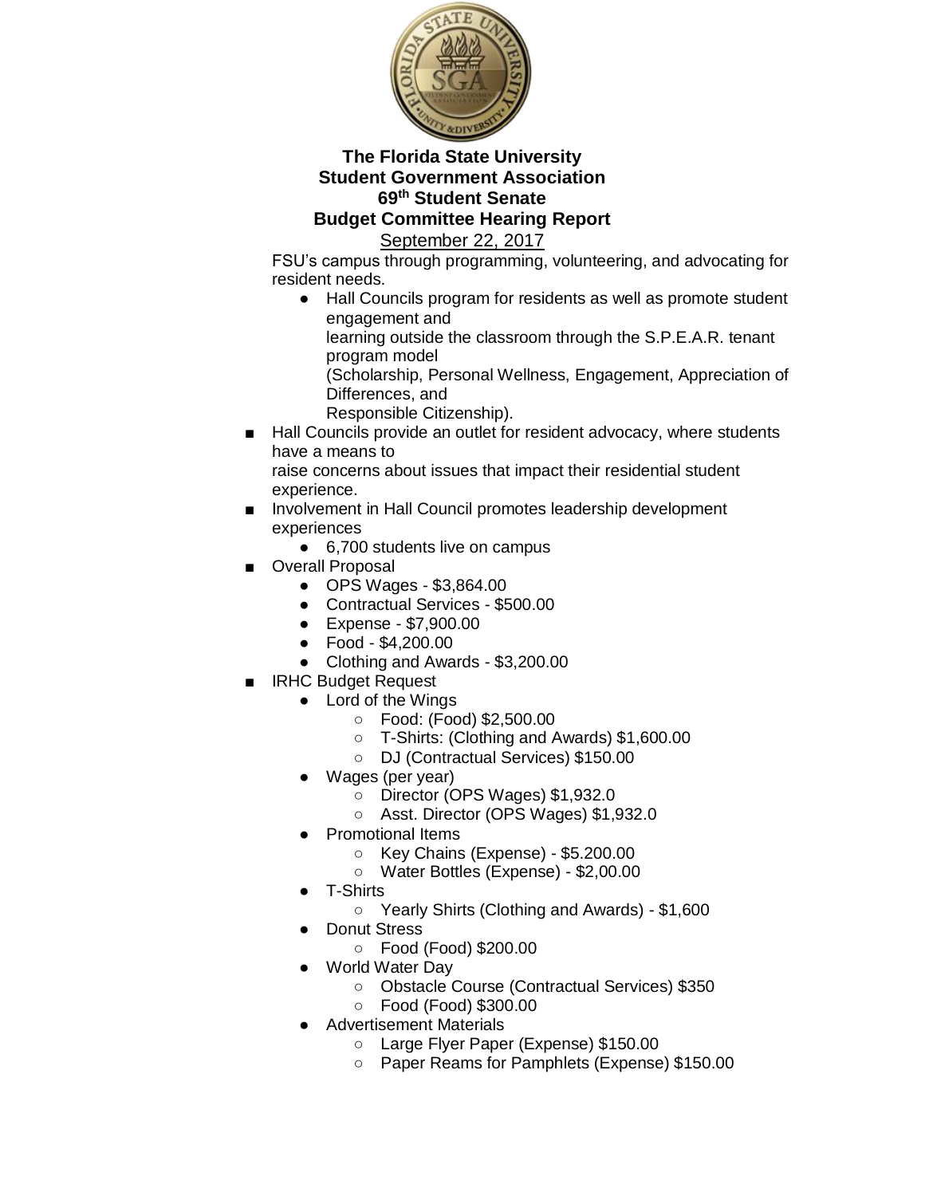**The Florida State University**
**Student Government Association**
**69th Student Senate**
**Budget Committee Hearing Report**
September 22, 2017

FSU's campus through programming, volunteering, and advocating for resident needs.

- Hall Councils program for residents as well as promote student engagement and learning outside the classroom through the S.P.E.A.R. tenant program model (Scholarship, Personal Wellness, Engagement, Appreciation of Differences, and Responsible Citizenship).

- Hall Councils provide an outlet for resident advocacy, where students have a means to raise concerns about issues that impact their residential student experience.
- Involvement in Hall Council promotes leadership development experiences
  - 6,700 students live on campus
- Overall Proposal
  - OPS Wages - $3,864.00
  - Contractual Services - $500.00
  - Expense - $7,900.00
  - Food - $4,200.00
  - Clothing and Awards - $3,200.00
- IRHC Budget Request
  - Lord of the Wings
    - Food: (Food) $2,500.00
    - T-Shirts: (Clothing and Awards) $1,600.00
    - DJ (Contractual Services) $150.00
  - Wages (per year)
    - Director (OPS Wages) $1,932.0
    - Asst. Director (OPS Wages) $1,932.0
  - Promotional Items
    - Key Chains (Expense) - $5.200.00
    - Water Bottles (Expense) - $2,00.00
  - T-Shirts
    - Yearly Shirts (Clothing and Awards) - $1,600
  - Donut Stress
    - Food (Food) $200.00
  - World Water Day
    - Obstacle Course (Contractual Services) $350
    - Food (Food) $300.00
  - Advertisement Materials
    - Large Flyer Paper (Expense) $150.00
    - Paper Reams for Pamphlets (Expense) $150.00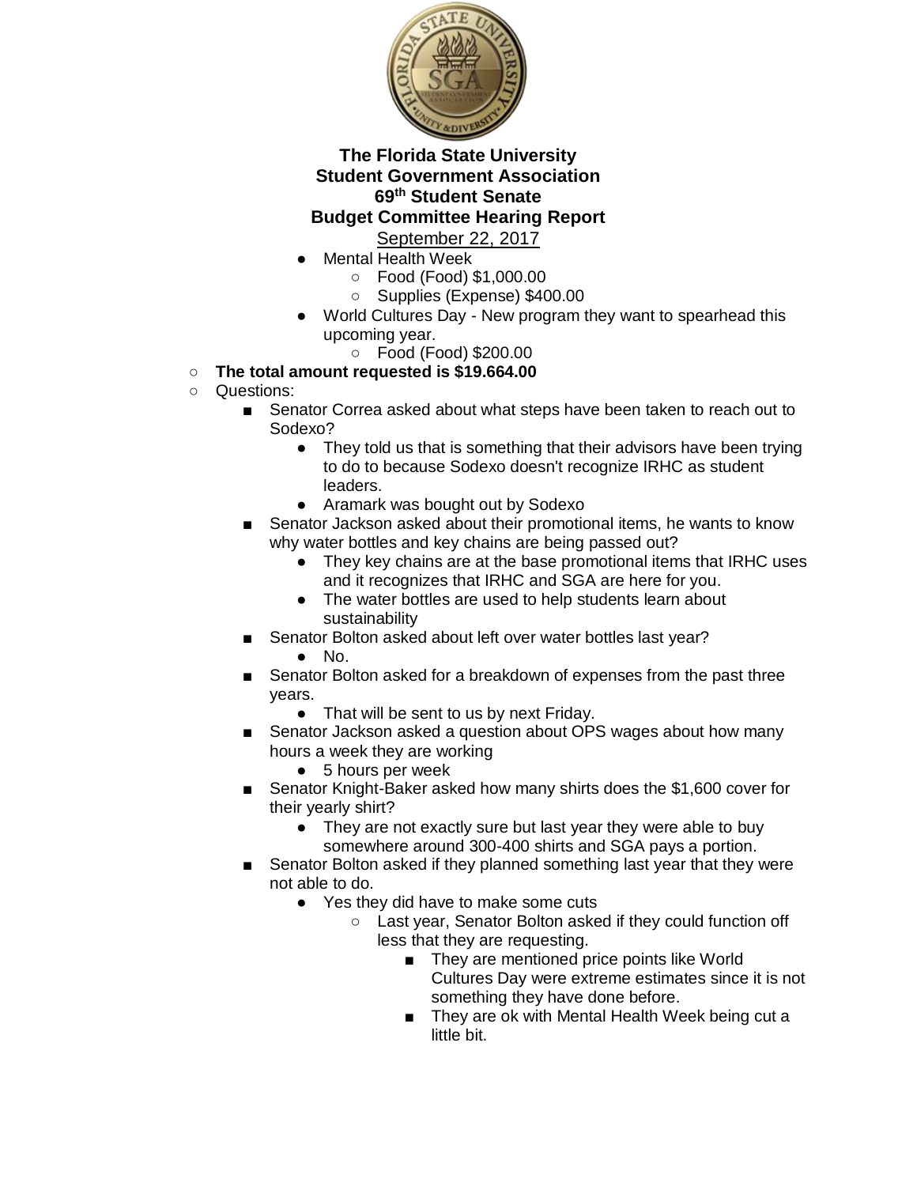**The Florida State University**
**Student Government Association**
**69th Student Senate**
**Budget Committee Hearing Report**
September 22, 2017

- Mental Health Week
    - Food (Food) $1,000.00
    - Supplies (Expense) $400.00
- World Cultures Day - New program they want to spearhead this upcoming year.
    - Food (Food) $200.00

- **The total amount requested is $19.664.00**
- Questions:
    - Senator Correa asked about what steps have been taken to reach out to Sodexo?
        - They told us that is something that their advisors have been trying to do to because Sodexo doesn't recognize IRHC as student leaders.
        - Aramark was bought out by Sodexo
    - Senator Jackson asked about their promotional items, he wants to know why water bottles and key chains are being passed out?
        - They key chains are at the base promotional items that IRHC uses and it recognizes that IRHC and SGA are here for you.
        - The water bottles are used to help students learn about sustainability
    - Senator Bolton asked about left over water bottles last year?
        - No.
    - Senator Bolton asked for a breakdown of expenses from the past three years.
        - That will be sent to us by next Friday.
    - Senator Jackson asked a question about OPS wages about how many hours a week they are working
        - 5 hours per week
    - Senator Knight-Baker asked how many shirts does the $1,600 cover for their yearly shirt?
        - They are not exactly sure but last year they were able to buy somewhere around 300-400 shirts and SGA pays a portion.
    - Senator Bolton asked if they planned something last year that they were not able to do.
        - Yes they did have to make some cuts
            - Last year, Senator Bolton asked if they could function off less that they are requesting.
                - They are mentioned price points like World Cultures Day were extreme estimates since it is not something they have done before.
                - They are ok with Mental Health Week being cut a little bit.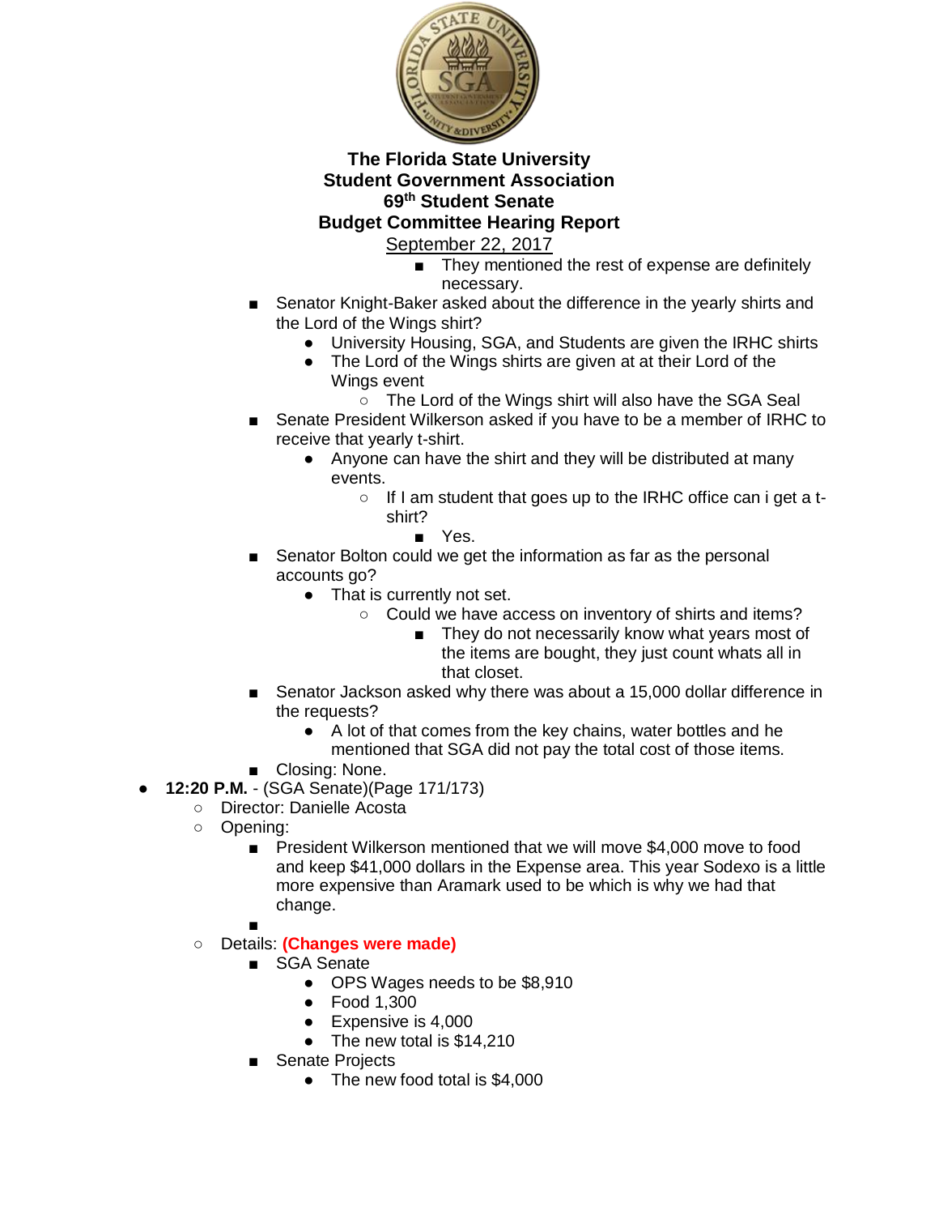- They mentioned the rest of expense are definitely necessary.
- Senator Knight-Baker asked about the difference in the yearly shirts and the Lord of the Wings shirt?
  - University Housing, SGA, and Students are given the IRHC shirts
  - The Lord of the Wings shirts are given at at their Lord of the Wings event
    - The Lord of the Wings shirt will also have the SGA Seal
- Senate President Wilkerson asked if you have to be a member of IRHC to receive that yearly t-shirt.
  - Anyone can have the shirt and they will be distributed at many events.
    - If I am student that goes up to the IRHC office can i get a t-shirt?
      - Yes.
- Senator Bolton could we get the information as far as the personal accounts go?
  - That is currently not set.
    - Could we have access on inventory of shirts and items?
      - They do not necessarily know what years most of the items are bought, they just count whats all in that closet.
- Senator Jackson asked why there was about a 15,000 dollar difference in the requests?
  - A lot of that comes from the key chains, water bottles and he mentioned that SGA did not pay the total cost of those items.
- Closing: None.

- **12:20 P.M.** - (SGA Senate)(Page 171/173)
  - Director: Danielle Acosta
  - Opening:
    - President Wilkerson mentioned that we will move $4,000 move to food and keep $41,000 dollars in the Expense area. This year Sodexo is a little more expensive than Aramark used to be which is why we had that change.
    - 
  - Details: **(Changes were made)**
    - SGA Senate
      - OPS Wages needs to be $8,910
      - Food 1,300
      - Expensive is 4,000
      - The new total is $14,210
    - Senate Projects
      - The new food total is $4,000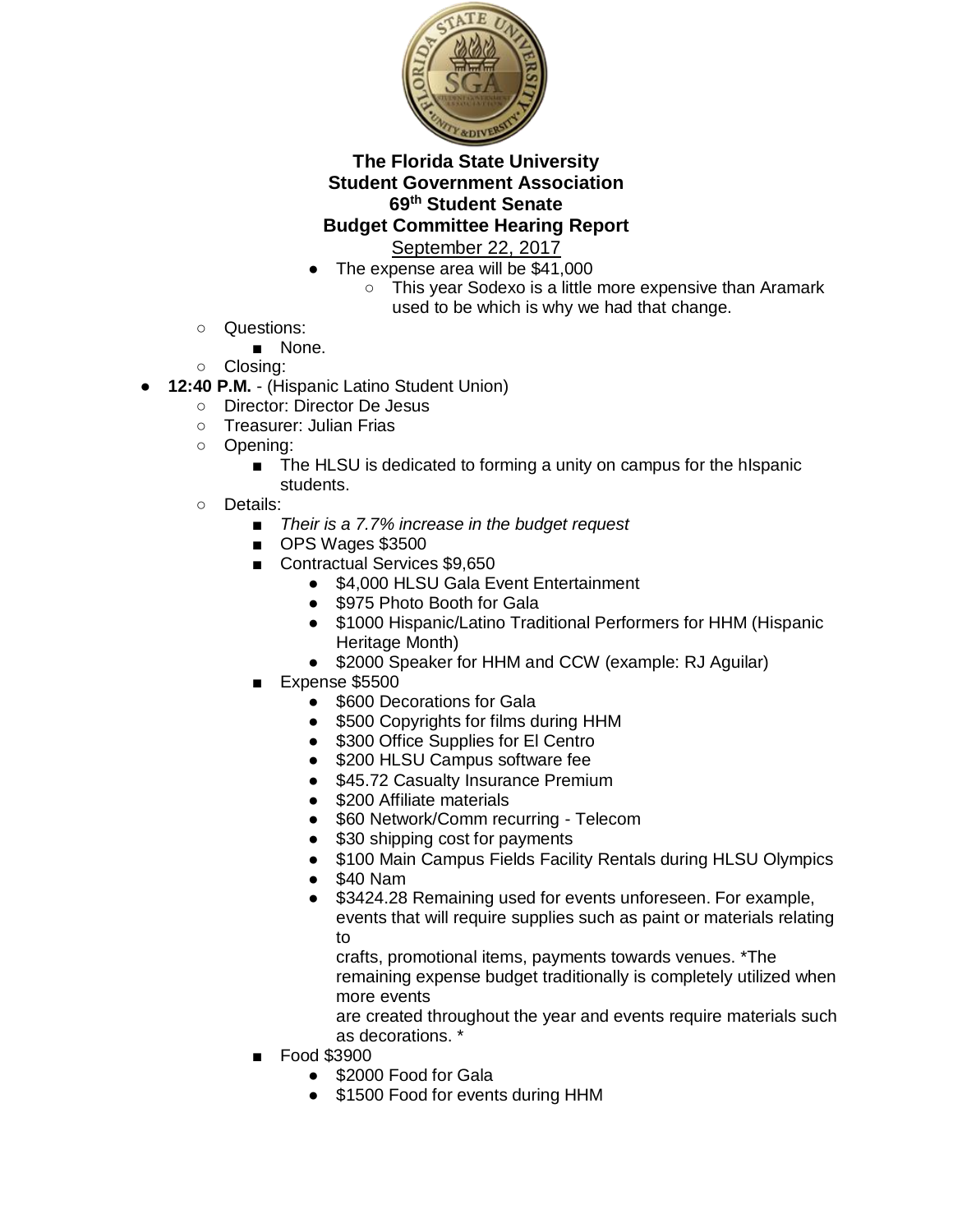**The Florida State University**
**Student Government Association**
**69th Student Senate**
**Budget Committee Hearing Report**
September 22, 2017

- The expense area will be $41,000
  - This year Sodexo is a little more expensive than Aramark used to be which is why we had that change.
- Questions:
  - None.
- Closing:

- **12:40 P.M.** - (Hispanic Latino Student Union)
  - Director: Director De Jesus
  - Treasurer: Julian Frias
  - Opening:
    - The HLSU is dedicated to forming a unity on campus for the hIspanic students.
  - Details:
    - *Their is a 7.7% increase in the budget request*
    - OPS Wages $3500
    - Contractual Services $9,650
      - $4,000 HLSU Gala Event Entertainment
      - $975 Photo Booth for Gala
      - $1000 Hispanic/Latino Traditional Performers for HHM (Hispanic Heritage Month)
      - $2000 Speaker for HHM and CCW (example: RJ Aguilar)
    - Expense $5500
      - $600 Decorations for Gala
      - $500 Copyrights for films during HHM
      - $300 Office Supplies for El Centro
      - $200 HLSU Campus software fee
      - $45.72 Casualty Insurance Premium
      - $200 Affiliate materials
      - $60 Network/Comm recurring - Telecom
      - $30 shipping cost for payments
      - $100 Main Campus Fields Facility Rentals during HLSU Olympics
      - $40 Nam
      - $3424.28 Remaining used for events unforeseen. For example, events that will require supplies such as paint or materials relating to
        crafts, promotional items, payments towards venues. *The remaining expense budget traditionally is completely utilized when more events
        are created throughout the year and events require materials such as decorations. *
    - Food $3900
      - $2000 Food for Gala
      - $1500 Food for events during HHM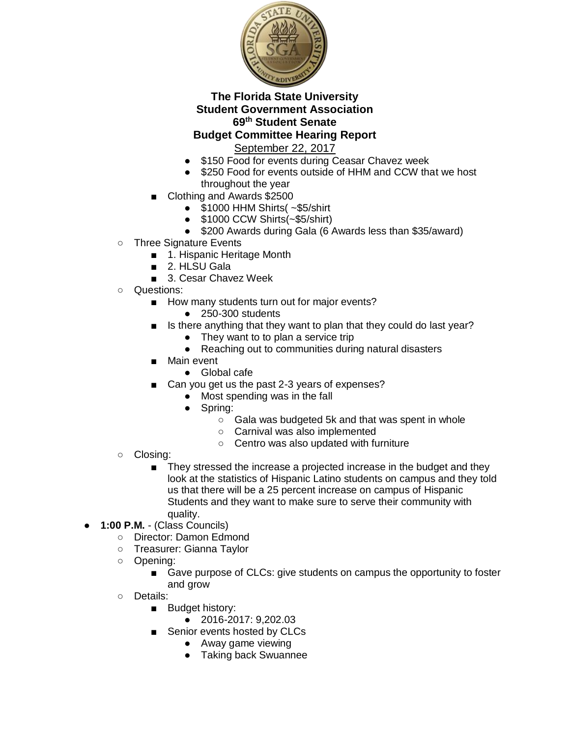**The Florida State University**
**Student Government Association**
**69th Student Senate**
**Budget Committee Hearing Report**
September 22, 2017

      - $150 Food for events during Ceasar Chavez week
      - $250 Food for events outside of HHM and CCW that we host throughout the year
    - Clothing and Awards $2500
      - $1000 HHM Shirts( ~$5/shirt
      - $1000 CCW Shirts(~$5/shirt)
      - $200 Awards during Gala (6 Awards less than $35/award)
  - Three Signature Events
    - 1. Hispanic Heritage Month
    - 2. HLSU Gala
    - 3. Cesar Chavez Week
  - Questions:
    - How many students turn out for major events?
      - 250-300 students
    - Is there anything that they want to plan that they could do last year?
      - They want to to plan a service trip
      - Reaching out to communities during natural disasters
    - Main event
      - Global cafe
    - Can you get us the past 2-3 years of expenses?
      - Most spending was in the fall
      - Spring:
        - Gala was budgeted 5k and that was spent in whole
        - Carnival was also implemented
        - Centro was also updated with furniture
  - Closing:
    - They stressed the increase a projected increase in the budget and they look at the statistics of Hispanic Latino students on campus and they told us that there will be a 25 percent increase on campus of Hispanic Students and they want to make sure to serve their community with quality.
- **1:00 P.M.** - (Class Councils)
  - Director: Damon Edmond
  - Treasurer: Gianna Taylor
  - Opening:
    - Gave purpose of CLCs: give students on campus the opportunity to foster and grow
  - Details:
    - Budget history:
      - 2016-2017: 9,202.03
    - Senior events hosted by CLCs
      - Away game viewing
      - Taking back Swuannee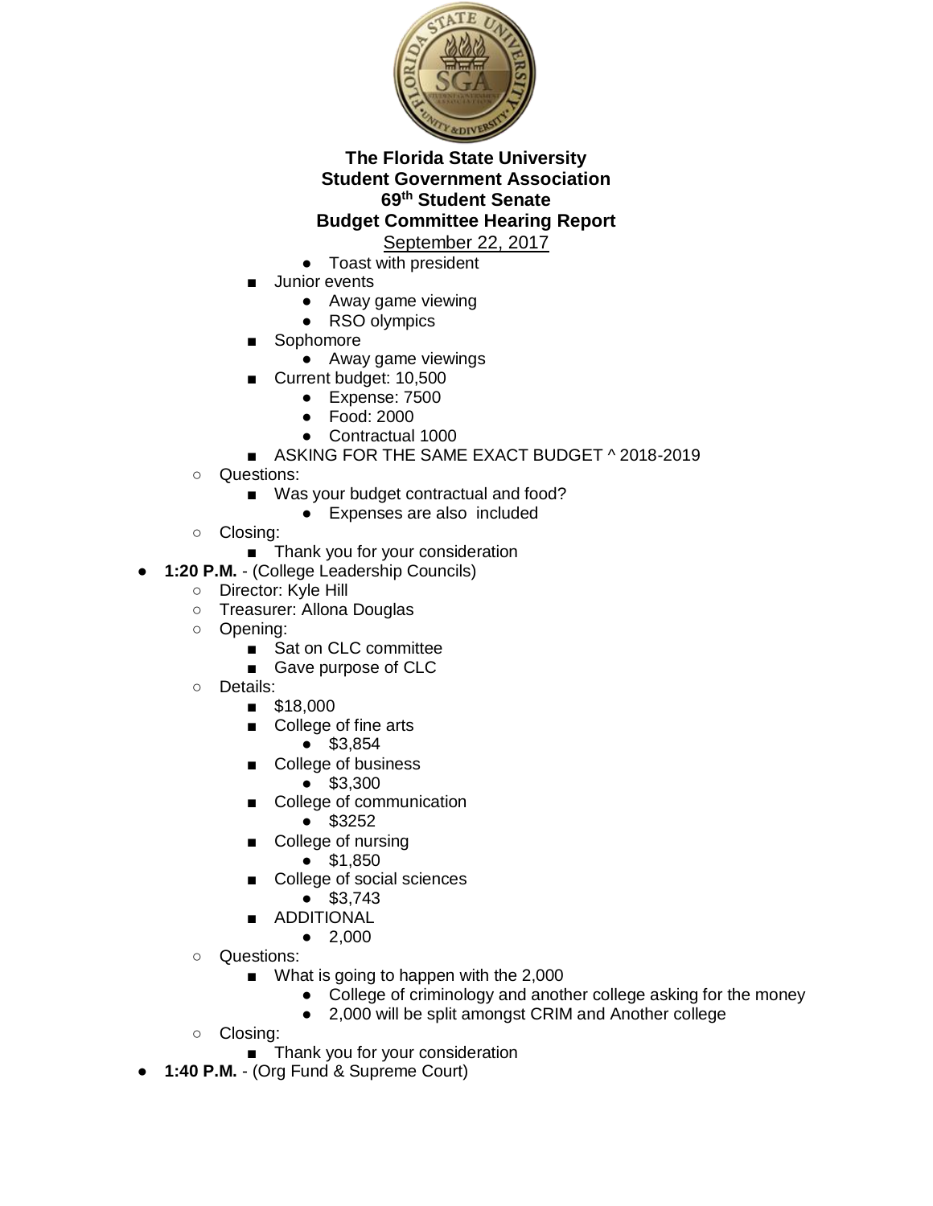**The Florida State University**
**Student Government Association**
**69th Student Senate**
**Budget Committee Hearing Report**
September 22, 2017

        - Toast with president
      - Junior events
        - Away game viewing
        - RSO olympics
      - Sophomore
        - Away game viewings
      - Current budget: 10,500
        - Expense: 7500
        - Food: 2000
        - Contractual 1000
      - ASKING FOR THE SAME EXACT BUDGET ^ 2018-2019
    - Questions:
      - Was your budget contractual and food?
        - Expenses are also  included
    - Closing:
      - Thank you for your consideration
- **1:20 P.M.** - (College Leadership Councils)
  - Director: Kyle Hill
  - Treasurer: Allona Douglas
  - Opening:
    - Sat on CLC committee
    - Gave purpose of CLC
  - Details:
    - $18,000
    - College of fine arts
      - $3,854
    - College of business
      - $3,300
    - College of communication
      - $3252
    - College of nursing
      - $1,850
    - College of social sciences
      - $3,743
    - ADDITIONAL
      - 2,000
  - Questions:
    - What is going to happen with the 2,000
      - College of criminology and another college asking for the money
      - 2,000 will be split amongst CRIM and Another college
  - Closing:
    - Thank you for your consideration
- **1:40 P.M.** - (Org Fund & Supreme Court)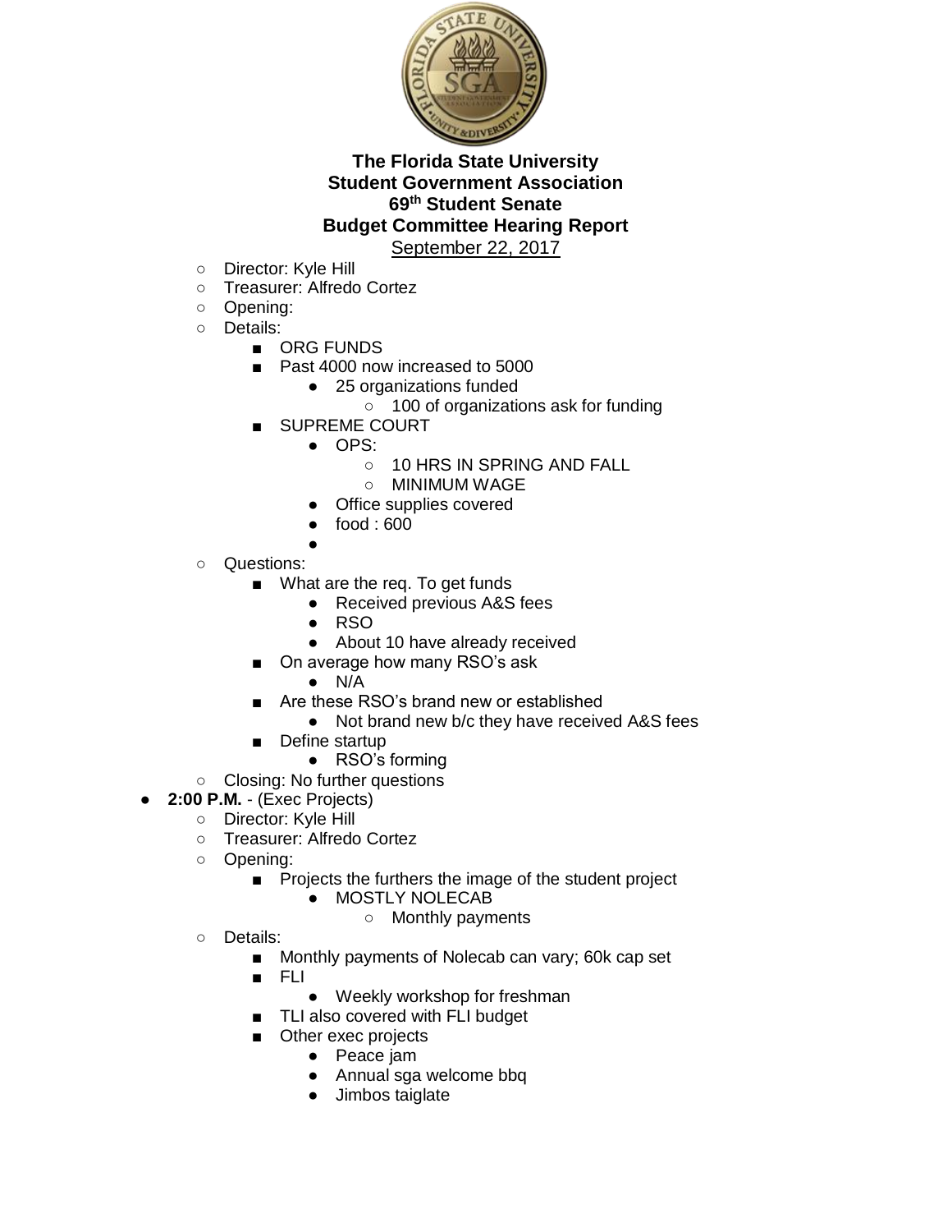**The Florida State University**
**Student Government Association**
**69th Student Senate**
**Budget Committee Hearing Report**
September 22, 2017

- Director: Kyle Hill
- Treasurer: Alfredo Cortez
- Opening:
- Details:
    - ORG FUNDS
    - Past 4000 now increased to 5000
        - 25 organizations funded
            - 100 of organizations ask for funding
    - SUPREME COURT
        - OPS:
            - 10 HRS IN SPRING AND FALL
            - MINIMUM WAGE
        - Office supplies covered
        - food : 600
        -
- Questions:
    - What are the req. To get funds
        - Received previous A&S fees
        - RSO
        - About 10 have already received
    - On average how many RSO's ask
        - N/A
    - Are these RSO's brand new or established
        - Not brand new b/c they have received A&S fees
    - Define startup
        - RSO's forming
- Closing: No further questions

- **2:00 P.M.** - (Exec Projects)
    - Director: Kyle Hill
    - Treasurer: Alfredo Cortez
    - Opening:
        - Projects the furthers the image of the student project
            - MOSTLY NOLECAB
                - Monthly payments
    - Details:
        - Monthly payments of Nolecab can vary; 60k cap set
        - FLI
            - Weekly workshop for freshman
        - TLI also covered with FLI budget
        - Other exec projects
            - Peace jam
            - Annual sga welcome bbq
            - Jimbos taiglate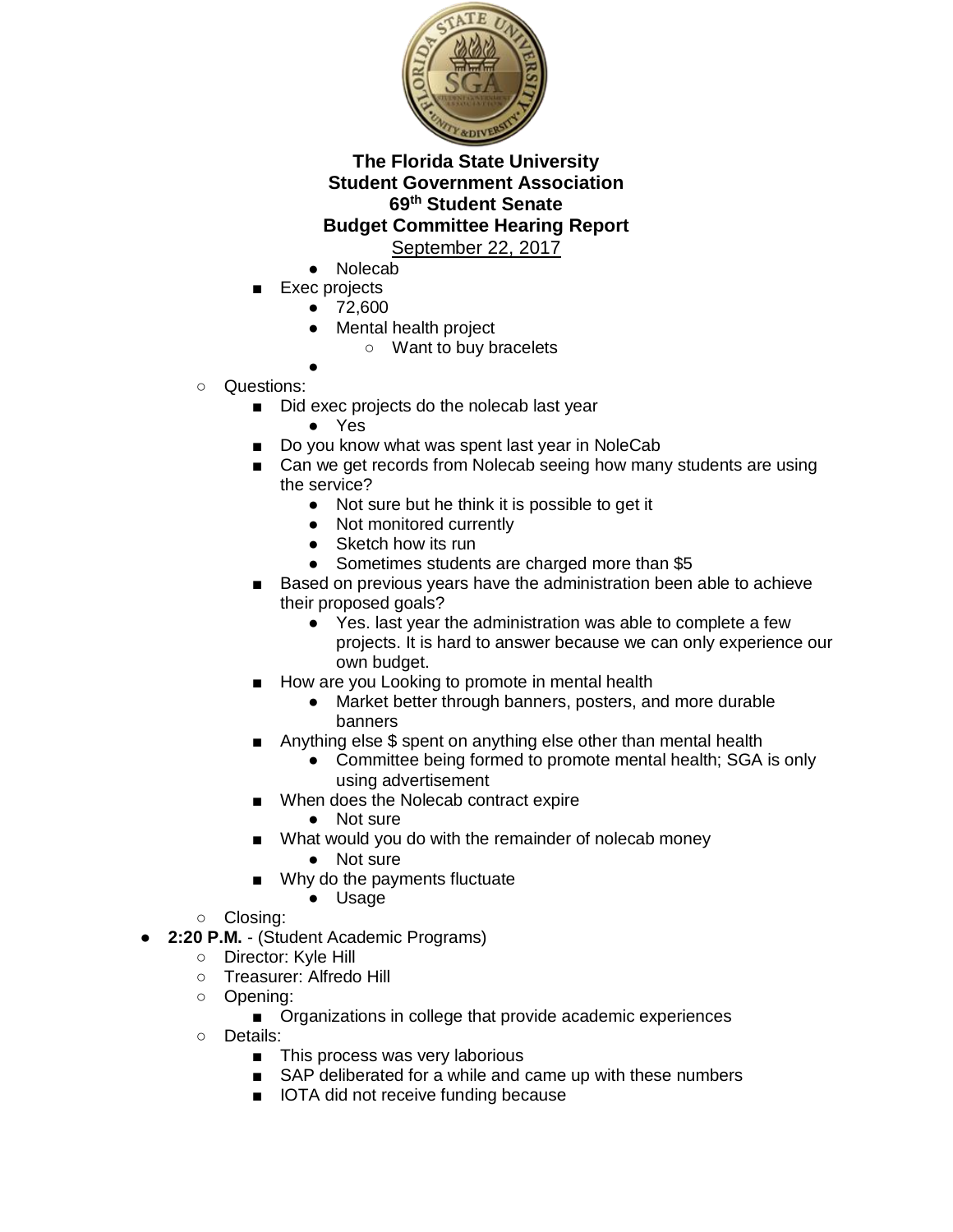**The Florida State University**
**Student Government Association**
**69th Student Senate**
**Budget Committee Hearing Report**
September 22, 2017

            - Nolecab
        - Exec projects
            - 72,600
            - Mental health project
                - Want to buy bracelets
            - 
    - Questions:
        - Did exec projects do the nolecab last year
            - Yes
        - Do you know what was spent last year in NoleCab
        - Can we get records from Nolecab seeing how many students are using the service?
            - Not sure but he think it is possible to get it
            - Not monitored currently
            - Sketch how its run
            - Sometimes students are charged more than $5
        - Based on previous years have the administration been able to achieve their proposed goals?
            - Yes. last year the administration was able to complete a few projects. It is hard to answer because we can only experience our own budget.
        - How are you Looking to promote in mental health
            - Market better through banners, posters, and more durable banners
        - Anything else $ spent on anything else other than mental health
            - Committee being formed to promote mental health; SGA is only using advertisement
        - When does the Nolecab contract expire
            - Not sure
        - What would you do with the remainder of nolecab money
            - Not sure
        - Why do the payments fluctuate
            - Usage
    - Closing:
- **2:20 P.M.** - (Student Academic Programs)
    - Director: Kyle Hill
    - Treasurer: Alfredo Hill
    - Opening:
        - Organizations in college that provide academic experiences
    - Details:
        - This process was very laborious
        - SAP deliberated for a while and came up with these numbers
        - IOTA did not receive funding because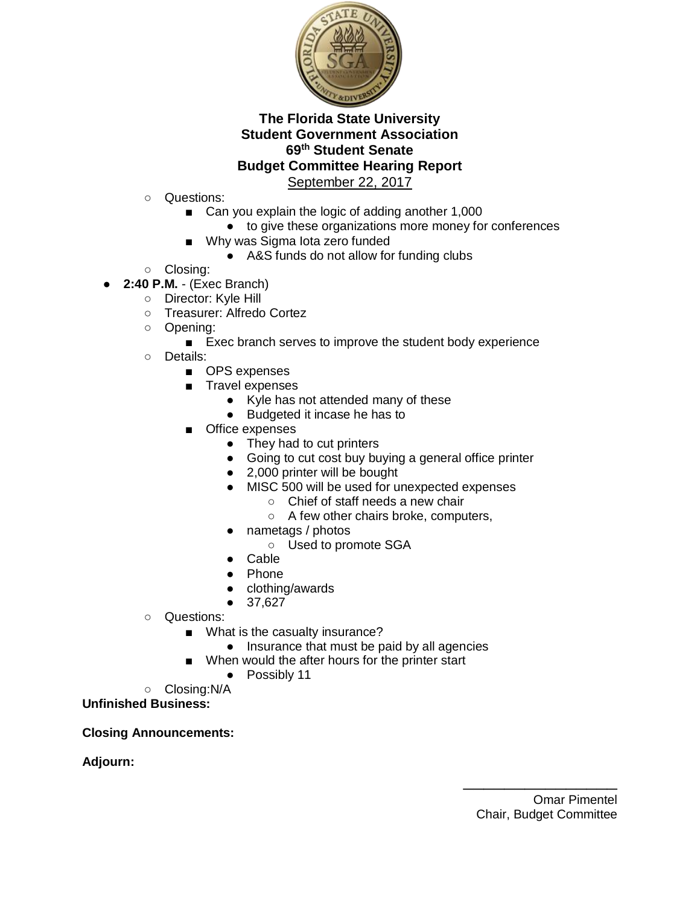**The Florida State University**
**Student Government Association**
**69th Student Senate**
**Budget Committee Hearing Report**
September 22, 2017

- Questions:
  - Can you explain the logic of adding another 1,000
    - to give these organizations more money for conferences
  - Why was Sigma Iota zero funded
    - A&S funds do not allow for funding clubs
- Closing:

- **2:40 P.M.** - (Exec Branch)
  - Director: Kyle Hill
  - Treasurer: Alfredo Cortez
  - Opening:
    - Exec branch serves to improve the student body experience
  - Details:
    - OPS expenses
    - Travel expenses
      - Kyle has not attended many of these
      - Budgeted it incase he has to
    - Office expenses
      - They had to cut printers
      - Going to cut cost buy buying a general office printer
      - 2,000 printer will be bought
      - MISC 500 will be used for unexpected expenses
        - Chief of staff needs a new chair
        - A few other chairs broke, computers,
      - nametags / photos
        - Used to promote SGA
      - Cable
      - Phone
      - clothing/awards
      - 37,627
  - Questions:
    - What is the casualty insurance?
      - Insurance that must be paid by all agencies
    - When would the after hours for the printer start
      - Possibly 11
  - Closing:N/A

**Unfinished Business:**

**Closing Announcements:**

**Adjourn:**

\_\_\_\_\_\_\_\_\_\_\_\_\_\_\_\_\_\_\_\_

Omar Pimentel
Chair, Budget Committee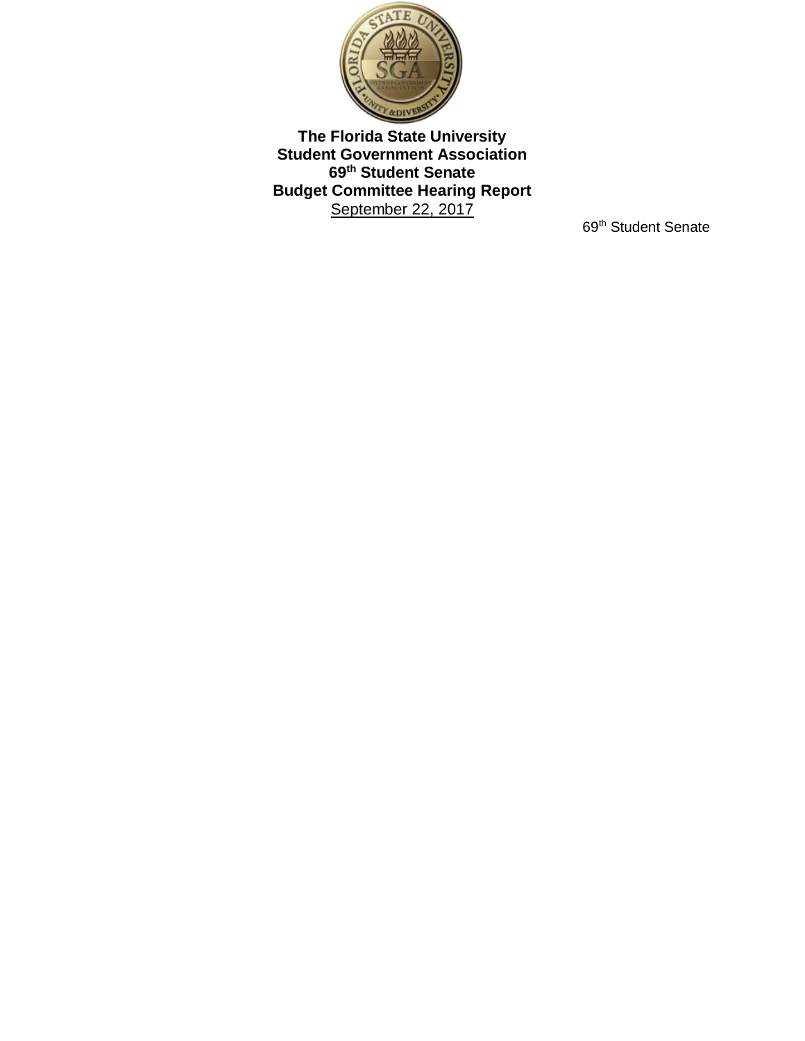**The Florida State University**
**Student Government Association**
**69th Student Senate**
**Budget Committee Hearing Report**
September 22, 2017